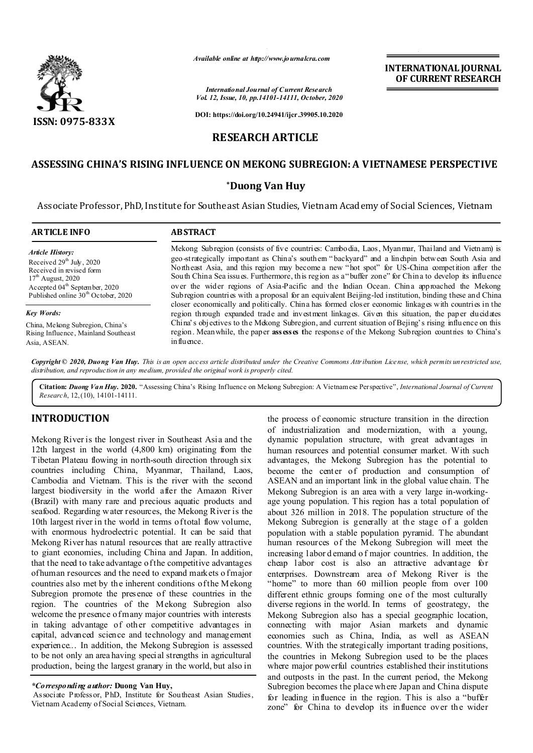ISSN: 0975-833X

*Available online at http://www.journalcra.com*

*International Journal of Current Research*
*Vol. 12, Issue, 10, pp.14101-14111, October, 2020*

**DOI: https://doi.org/10.24941/ijcr.39905.10.2020**

**INTERNATIONAL JOURNAL OF CURRENT RESEARCH**

## RESEARCH ARTICLE

# ASSESSING CHINA'S RISING INFLUENCE ON MEKONG SUBREGION: A VIETNAMESE PERSPECTIVE

**\*Duong Van Huy**

Associate Professor, PhD, Institute for Southeast Asian Studies, Vietnam Academy of Social Sciences, Vietnam

**ARTICLE INFO**

*Article History:*
Received 29th July, 2020
Received in revised form
17th August, 2020
Accepted 04th September, 2020
Published online 30th October, 2020

*Key Words:*
China, Mekong Subregion, China's Rising Influence, Mainland Southeast Asia, ASEAN.

**ABSTRACT**

Mekong Subregion (consists of five countries: Cambodia, Laos, Myanmar, Thailand and Vietnam) is geo-strategically important as China's southern "backyard" and a linchpin between South Asia and Northeast Asia, and this region may become a new "hot spot" for US-China competition after the South China Sea issues. Furthermore, this region as a "buffer zone" for China to develop its influence over the wider regions of Asia-Pacific and the Indian Ocean. China approached the Mekong Subregion countries with a proposal for an equivalent Beijing-led institution, binding these and China closer economically and politically. China has formed closer economic linkages with countries in the region through expanded trade and investment linkages. Given this situation, the paper elucidates China's objectives to the Mekong Subregion, and current situation of Bejing's rising influence on this region. Meanwhile, the paper **assesses** the response of the Mekong Subregion countries to China's influence.

***Copyright © 2020, Duong Van Huy.*** *This is an open access article distributed under the Creative Commons Attribution License, which permits unrestricted use, distribution, and reproduction in any medium, provided the original work is properly cited.*

**Citation:** ***Duong Van Huy.*** **2020.** "Assessing China's Rising Influence on Mekong Subregion: A Vietnamese Perspective", *International Journal of Current Research*, 12,(10), 14101-14111.

## INTRODUCTION

Mekong River is the longest river in Southeast Asia and the 12th largest in the world (4,800 km) originating from the Tibetan Plateau flowing in north-south direction through six countries including China, Myanmar, Thailand, Laos, Cambodia and Vietnam. This is the river with the second largest biodiversity in the world after the Amazon River (Brazil) with many rare and precious aquatic products and seafood. Regarding water resources, the Mekong River is the 10th largest river in the world in terms of total flow volume, with enormous hydroelectric potential. It can be said that Mekong River has natural resources that are really attractive to giant economies, including China and Japan. In addition, that the need to take advantage of the competitive advantages of human resources and the need to expand markets of major countries also met by the inherent conditions of the Mekong Subregion promote the presence of these countries in the region. The countries of the Mekong Subregion also welcome the presence of many major countries with interests in taking advantage of other competitive advantages in capital, advanced science and technology and management experience… In addition, the Mekong Subregion is assessed to be not only an area having special strengths in agricultural production, being the largest granary in the world, but also in the process of economic structure transition in the direction of industrialization and modernization, with a young, dynamic population structure, with great advantages in human resources and potential consumer market. With such advantages, the Mekong Subregion has the potential to become the center of production and consumption of ASEAN and an important link in the global value chain. The Mekong Subregion is an area with a very large in-working-age young population. This region has a total population of about 326 million in 2018. The population structure of the Mekong Subregion is generally at the stage of a golden population with a stable population pyramid. The abundant human resources of the Mekong Subregion will meet the increasing labor demand of major countries. In addition, the cheap labor cost is also an attractive advantage for enterprises. Downstream area of Mekong River is the "home" to more than 60 million people from over 100 different ethnic groups forming one of the most culturally diverse regions in the world. In terms of geostrategy, the Mekong Subregion also has a special geographic location, connecting with major Asian markets and dynamic economies such as China, India, as well as ASEAN countries. With the strategically important trading positions, the countries in Mekong Subregion used to be the places where major powerful countries established their institutions and outposts in the past. In the current period, the Mekong Subregion becomes the place where Japan and China dispute for leading influence in the region. This is also a "buffer zone" for China to develop its influence over the wider

*\*Corresponding author:* **Duong Van Huy,**
Associate Professor, PhD, Institute for Southeast Asian Studies, Vietnam Academy of Social Sciences, Vietnam.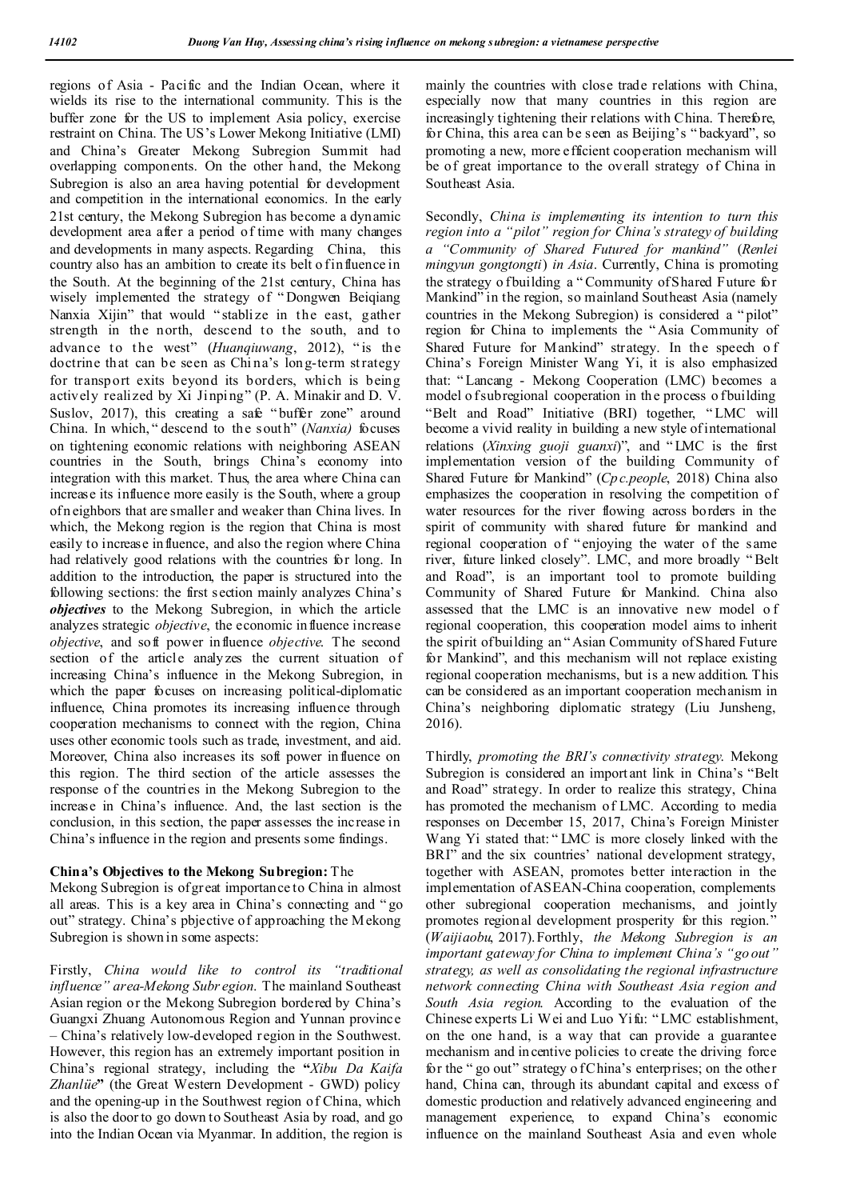regions of Asia - Pacific and the Indian Ocean, where it wields its rise to the international community. This is the buffer zone for the US to implement Asia policy, exercise restraint on China. The US's Lower Mekong Initiative (LMI) and China's Greater Mekong Subregion Summit had overlapping components. On the other hand, the Mekong Subregion is also an area having potential for development and competition in the international economics. In the early 21st century, the Mekong Subregion has become a dynamic development area after a period of time with many changes and developments in many aspects. Regarding China, this country also has an ambition to create its belt of influence in the South. At the beginning of the 21st century, China has wisely implemented the strategy of "Dongwen Beiqiang Nanxia Xijin" that would "stablize in the east, gather strength in the north, descend to the south, and to advance to the west" (*Huanqiuwang*, 2012), "is the doctrine that can be seen as China's long-term strategy for transport exits beyond its borders, which is being actively realized by Xi Jinping" (P. A. Minakir and D. V. Suslov, 2017), this creating a safe "buffer zone" around China. In which, "descend to the south" (*Nanxia)* focuses on tightening economic relations with neighboring ASEAN countries in the South, brings China's economy into integration with this market. Thus, the area where China can increase its influence more easily is the South, where a group of neighbors that are smaller and weaker than China lives. In which, the Mekong region is the region that China is most easily to increase influence, and also the region where China had relatively good relations with the countries for long. In addition to the introduction, the paper is structured into the following sections: the first section mainly analyzes China's ***objectives*** to the Mekong Subregion, in which the article analyzes strategic *objective*, the economic influence increase *objective*, and soft power influence *objective*. The second section of the article analyzes the current situation of increasing China's influence in the Mekong Subregion, in which the paper focuses on increasing political-diplomatic influence, China promotes its increasing influence through cooperation mechanisms to connect with the region, China uses other economic tools such as trade, investment, and aid. Moreover, China also increases its soft power influence on this region. The third section of the article assesses the response of the countries in the Mekong Subregion to the increase in China's influence. And, the last section is the conclusion, in this section, the paper assesses the increase in China's influence in the region and presents some findings.

**China's Objectives to the Mekong Subregion:** The Mekong Subregion is of great importance to China in almost all areas. This is a key area in China's connecting and "go out" strategy. China's pbjective of approaching the Mekong Subregion is shown in some aspects:

Firstly, *China would like to control its "traditional influence" area-Mekong Subregion.* The mainland Southeast Asian region or the Mekong Subregion bordered by China's Guangxi Zhuang Autonomous Region and Yunnan province – China's relatively low-developed region in the Southwest. However, this region has an extremely important position in China's regional strategy, including the **"***Xibu Da Kaifa Zhanlüe***"** (the Great Western Development - GWD) policy and the opening-up in the Southwest region of China, which is also the door to go down to Southeast Asia by road, and go into the Indian Ocean via Myanmar. In addition, the region is mainly the countries with close trade relations with China, especially now that many countries in this region are increasingly tightening their relations with China. Therefore, for China, this area can be seen as Beijing's "backyard", so promoting a new, more efficient cooperation mechanism will be of great importance to the overall strategy of China in Southeast Asia.

Secondly, *China is implementing its intention to turn this region into a "pilot" region for China's strategy of building a "Community of Shared Futured for mankind"* (*Renlei mingyun gongtongti*) *in Asia*. Currently, China is promoting the strategy of building a "Community of Shared Future for Mankind" in the region, so mainland Southeast Asia (namely countries in the Mekong Subregion) is considered a "pilot" region for China to implements the "Asia Community of Shared Future for Mankind" strategy. In the speech of China's Foreign Minister Wang Yi, it is also emphasized that: "Lancang - Mekong Cooperation (LMC) becomes a model of subregional cooperation in the process of building "Belt and Road" Initiative (BRI) together, "LMC will become a vivid reality in building a new style of international relations (*Xinxing guoji guanxi*)", and "LMC is the first implementation version of the building Community of Shared Future for Mankind" (*Cpc.people*, 2018) China also emphasizes the cooperation in resolving the competition of water resources for the river flowing across borders in the spirit of community with shared future for mankind and regional cooperation of "enjoying the water of the same river, future linked closely". LMC, and more broadly "Belt and Road", is an important tool to promote building Community of Shared Future for Mankind. China also assessed that the LMC is an innovative new model of regional cooperation, this cooperation model aims to inherit the spirit of building an "Asian Community of Shared Future for Mankind", and this mechanism will not replace existing regional cooperation mechanisms, but is a new addition. This can be considered as an important cooperation mechanism in China's neighboring diplomatic strategy (Liu Junsheng, 2016).

Thirdly, *promoting the BRI's connectivity strategy.* Mekong Subregion is considered an important link in China's "Belt and Road" strategy. In order to realize this strategy, China has promoted the mechanism of LMC. According to media responses on December 15, 2017, China's Foreign Minister Wang Yi stated that: "LMC is more closely linked with the BRI" and the six countries' national development strategy, together with ASEAN, promotes better interaction in the implementation of ASEAN-China cooperation, complements other subregional cooperation mechanisms, and jointly promotes regional development prosperity for this region." (*Waijiaobu*, 2017). Forthly, *the Mekong Subregion is an important gateway for China to implement China's "go out" strategy, as well as consolidating the regional infrastructure network connecting China with Southeast Asia region and South Asia region.* According to the evaluation of the Chinese experts Li Wei and Luo Yifu: "LMC establishment, on the one hand, is a way that can provide a guarantee mechanism and incentive policies to create the driving force for the "go out" strategy of China's enterprises; on the other hand, China can, through its abundant capital and excess of domestic production and relatively advanced engineering and management experience, to expand China's economic influence on the mainland Southeast Asia and even whole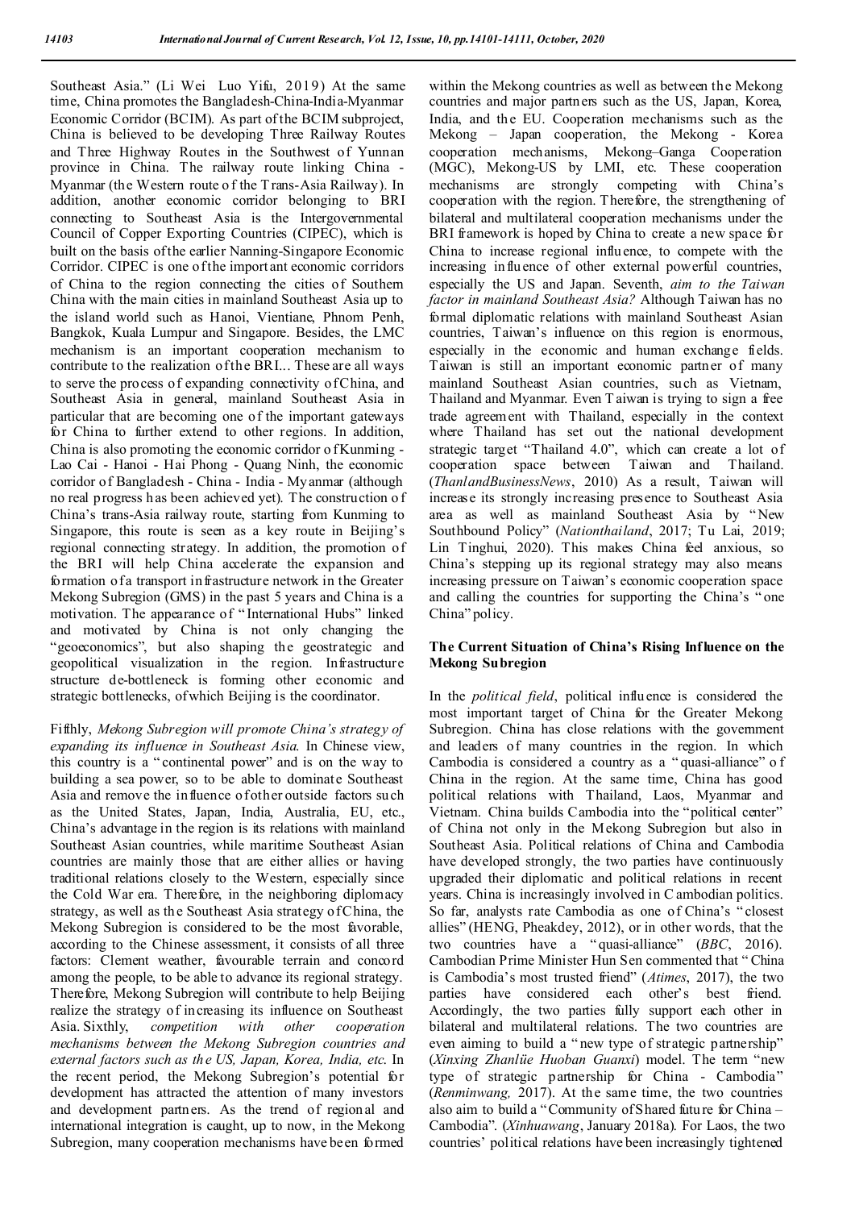Southeast Asia." (Li Wei Luo Yifu, 2019) At the same time, China promotes the Bangladesh-China-India-Myanmar Economic Corridor (BCIM). As part of the BCIM subproject, China is believed to be developing Three Railway Routes and Three Highway Routes in the Southwest of Yunnan province in China. The railway route linking China - Myanmar (the Western route of the Trans-Asia Railway). In addition, another economic corridor belonging to BRI connecting to Southeast Asia is the Intergovernmental Council of Copper Exporting Countries (CIPEC), which is built on the basis of the earlier Nanning-Singapore Economic Corridor. CIPEC is one of the important economic corridors of China to the region connecting the cities of Southern China with the main cities in mainland Southeast Asia up to the island world such as Hanoi, Vientiane, Phnom Penh, Bangkok, Kuala Lumpur and Singapore. Besides, the LMC mechanism is an important cooperation mechanism to contribute to the realization of the BRI... These are all ways to serve the process of expanding connectivity of China, and Southeast Asia in general, mainland Southeast Asia in particular that are becoming one of the important gateways for China to further extend to other regions. In addition, China is also promoting the economic corridor of Kunming - Lao Cai - Hanoi - Hai Phong - Quang Ninh, the economic corridor of Bangladesh - China - India - Myanmar (although no real progress has been achieved yet). The construction of China's trans-Asia railway route, starting from Kunming to Singapore, this route is seen as a key route in Beijing's regional connecting strategy. In addition, the promotion of the BRI will help China accelerate the expansion and formation of a transport infrastructure network in the Greater Mekong Subregion (GMS) in the past 5 years and China is a motivation. The appearance of "International Hubs" linked and motivated by China is not only changing the "geoeconomics", but also shaping the geostrategic and geopolitical visualization in the region. Infrastructure structure de-bottleneck is forming other economic and strategic bottlenecks, of which Beijing is the coordinator.

Fifthly, *Mekong Subregion will promote China's strategy of expanding its influence in Southeast Asia*. In Chinese view, this country is a "continental power" and is on the way to building a sea power, so to be able to dominate Southeast Asia and remove the influence of other outside factors such as the United States, Japan, India, Australia, EU, etc., China's advantage in the region is its relations with mainland Southeast Asian countries, while maritime Southeast Asian countries are mainly those that are either allies or having traditional relations closely to the Western, especially since the Cold War era. Therefore, in the neighboring diplomacy strategy, as well as the Southeast Asia strategy of China, the Mekong Subregion is considered to be the most favorable, according to the Chinese assessment, it consists of all three factors: Clement weather, favourable terrain and concord among the people, to be able to advance its regional strategy. Therefore, Mekong Subregion will contribute to help Beijing realize the strategy of increasing its influence on Southeast Asia. Sixthly, *competition with other cooperation mechanisms between the Mekong Subregion countries and external factors such as the US, Japan, Korea, India, etc*. In the recent period, the Mekong Subregion's potential for development has attracted the attention of many investors and development partners. As the trend of regional and international integration is caught, up to now, in the Mekong Subregion, many cooperation mechanisms have been formed within the Mekong countries as well as between the Mekong countries and major partners such as the US, Japan, Korea, India, and the EU. Cooperation mechanisms such as the Mekong – Japan cooperation, the Mekong - Korea cooperation mechanisms, Mekong–Ganga Cooperation (MGC), Mekong-US by LMI, etc. These cooperation mechanisms are strongly competing with China's cooperation with the region. Therefore, the strengthening of bilateral and multilateral cooperation mechanisms under the BRI framework is hoped by China to create a new space for China to increase regional influence, to compete with the increasing influence of other external powerful countries, especially the US and Japan. Seventh, *aim to the Taiwan factor in mainland Southeast Asia?* Although Taiwan has no formal diplomatic relations with mainland Southeast Asian countries, Taiwan's influence on this region is enormous, especially in the economic and human exchange fields. Taiwan is still an important economic partner of many mainland Southeast Asian countries, such as Vietnam, Thailand and Myanmar. Even Taiwan is trying to sign a free trade agreement with Thailand, especially in the context where Thailand has set out the national development strategic target "Thailand 4.0", which can create a lot of cooperation space between Taiwan and Thailand. (*ThanlandBusinessNews*, 2010) As a result, Taiwan will increase its strongly increasing presence to Southeast Asia area as well as mainland Southeast Asia by "New Southbound Policy" (*Nationthailand*, 2017; Tu Lai, 2019; Lin Tinghui, 2020). This makes China feel anxious, so China's stepping up its regional strategy may also means increasing pressure on Taiwan's economic cooperation space and calling the countries for supporting the China's "one China" policy.

## The Current Situation of China's Rising Influence on the Mekong Subregion

In the *political field*, political influence is considered the most important target of China for the Greater Mekong Subregion. China has close relations with the government and leaders of many countries in the region. In which Cambodia is considered a country as a "quasi-alliance" of China in the region. At the same time, China has good political relations with Thailand, Laos, Myanmar and Vietnam. China builds Cambodia into the "political center" of China not only in the Mekong Subregion but also in Southeast Asia. Political relations of China and Cambodia have developed strongly, the two parties have continuously upgraded their diplomatic and political relations in recent years. China is increasingly involved in Cambodian politics. So far, analysts rate Cambodia as one of China's "closest allies" (HENG, Pheakdey, 2012), or in other words, that the two countries have a "quasi-alliance" (*BBC*, 2016). Cambodian Prime Minister Hun Sen commented that "China is Cambodia's most trusted friend" (*Atimes*, 2017), the two parties have considered each other's best friend. Accordingly, the two parties fully support each other in bilateral and multilateral relations. The two countries are even aiming to build a "new type of strategic partnership" (*Xinxing Zhanlüe Huoban Guanxi*) model. The term "new type of strategic partnership for China - Cambodia" (*Renminwang,* 2017). At the same time, the two countries also aim to build a "Community of Shared future for China – Cambodia". (*Xinhuawang*, January 2018a). For Laos, the two countries' political relations have been increasingly tightened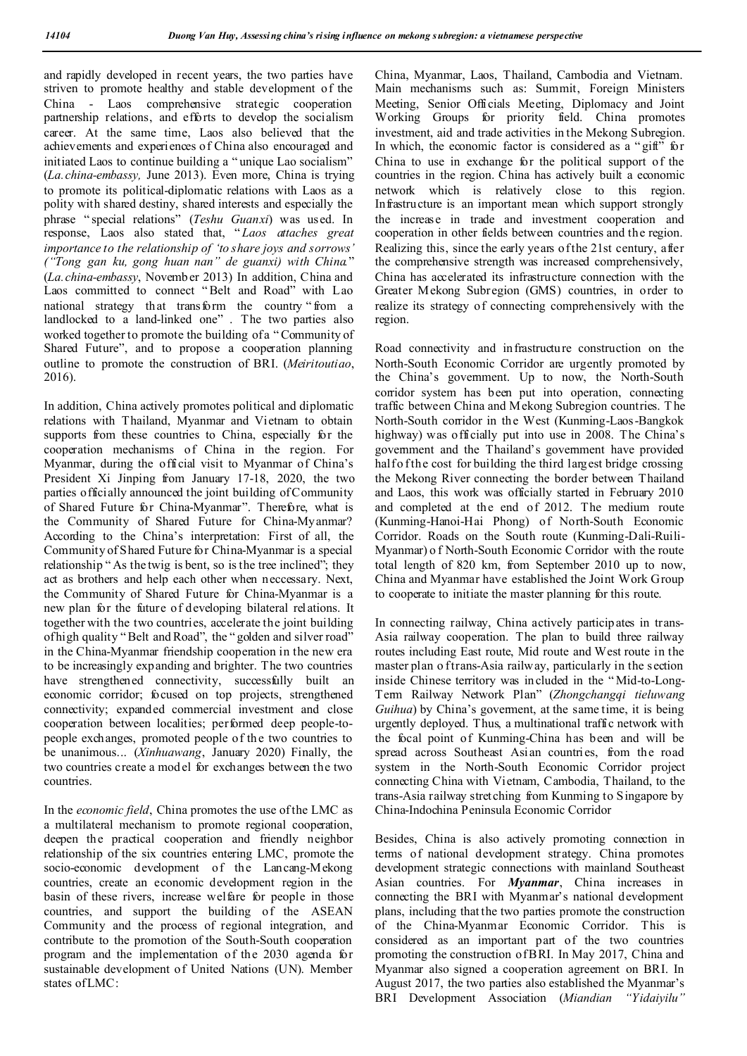and rapidly developed in recent years, the two parties have striven to promote healthy and stable development of the China - Laos comprehensive strategic cooperation partnership relations, and efforts to develop the socialism career. At the same time, Laos also believed that the achievements and experiences of China also encouraged and initiated Laos to continue building a "unique Lao socialism" (*La.china-embassy,* June 2013). Even more, China is trying to promote its political-diplomatic relations with Laos as a polity with shared destiny, shared interests and especially the phrase "special relations" (*Teshu Guanxi*) was used. In response, Laos also stated that, "*Laos attaches great importance to the relationship of 'to share joys and sorrows' ("Tong gan ku, gong huan nan" de guanxi) with China.*" (*La.china-embassy*, November 2013) In addition, China and Laos committed to connect "Belt and Road" with Lao national strategy that transform the country "from a landlocked to a land-linked one" . The two parties also worked together to promote the building of a "Community of Shared Future", and to propose a cooperation planning outline to promote the construction of BRI. (*Meiritoutiao*, 2016).

In addition, China actively promotes political and diplomatic relations with Thailand, Myanmar and Vietnam to obtain supports from these countries to China, especially for the cooperation mechanisms of China in the region. For Myanmar, during the official visit to Myanmar of China's President Xi Jinping from January 17-18, 2020, the two parties officially announced the joint building of Community of Shared Future for China-Myanmar". Therefore, what is the Community of Shared Future for China-Myanmar? According to the China's interpretation: First of all, the Community of Shared Future for China-Myanmar is a special relationship "As the twig is bent, so is the tree inclined"; they act as brothers and help each other when neccessary. Next, the Community of Shared Future for China-Myanmar is a new plan for the future of developing bilateral relations. It together with the two countries, accelerate the joint building of high quality "Belt and Road", the "golden and silver road" in the China-Myanmar friendship cooperation in the new era to be increasingly expanding and brighter. The two countries have strengthened connectivity, successfully built an economic corridor; focused on top projects, strengthened connectivity; expanded commercial investment and close cooperation between localities; performed deep people-to-people exchanges, promoted people of the two countries to be unanimous... (*Xinhuawang*, January 2020) Finally, the two countries create a model for exchanges between the two countries.

In the *economic field*, China promotes the use of the LMC as a multilateral mechanism to promote regional cooperation, deepen the practical cooperation and friendly neighbor relationship of the six countries entering LMC, promote the socio-economic development of the Lancang-Mekong countries, create an economic development region in the basin of these rivers, increase welfare for people in those countries, and support the building of the ASEAN Community and the process of regional integration, and contribute to the promotion of the South-South cooperation program and the implementation of the 2030 agenda for sustainable development of United Nations (UN). Member states of LMC: China, Myanmar, Laos, Thailand, Cambodia and Vietnam. Main mechanisms such as: Summit, Foreign Ministers Meeting, Senior Officials Meeting, Diplomacy and Joint Working Groups for priority field. China promotes investment, aid and trade activities in the Mekong Subregion. In which, the economic factor is considered as a "gift" for China to use in exchange for the political support of the countries in the region. China has actively built a economic network which is relatively close to this region. Infrastructure is an important mean which support strongly the increase in trade and investment cooperation and cooperation in other fields between countries and the region. Realizing this, since the early years of the 21st century, after the comprehensive strength was increased comprehensively, China has accelerated its infrastructure connection with the Greater Mekong Subregion (GMS) countries, in order to realize its strategy of connecting comprehensively with the region.

Road connectivity and infrastructure construction on the North-South Economic Corridor are urgently promoted by the China's government. Up to now, the North-South corridor system has been put into operation, connecting traffic between China and Mekong Subregion countries. The North-South corridor in the West (Kunming-Laos-Bangkok highway) was officially put into use in 2008. The China's government and the Thailand's government have provided half of the cost for building the third largest bridge crossing the Mekong River connecting the border between Thailand and Laos, this work was officially started in February 2010 and completed at the end of 2012. The medium route (Kunming-Hanoi-Hai Phong) of North-South Economic Corridor. Roads on the South route (Kunming-Dali-Ruili-Myanmar) of North-South Economic Corridor with the route total length of 820 km, from September 2010 up to now, China and Myanmar have established the Joint Work Group to cooperate to initiate the master planning for this route.

In connecting railway, China actively participates in trans-Asia railway cooperation. The plan to build three railway routes including East route, Mid route and West route in the master plan of trans-Asia railway, particularly in the section inside Chinese territory was included in the "Mid-to-Long-Term Railway Network Plan" (*Zhongchangqi tieluwang Guihua*) by China's goverment, at the same time, it is being urgently deployed. Thus, a multinational traffic network with the focal point of Kunming-China has been and will be spread across Southeast Asian countries, from the road system in the North-South Economic Corridor project connecting China with Vietnam, Cambodia, Thailand, to the trans-Asia railway stretching from Kunming to Singapore by China-Indochina Peninsula Economic Corridor

Besides, China is also actively promoting connection in terms of national development strategy. China promotes development strategic connections with mainland Southeast Asian countries. For ***Myanmar***, China increases in connecting the BRI with Myanmar's national development plans, including that the two parties promote the construction of the China-Myanmar Economic Corridor. This is considered as an important part of the two countries promoting the construction of BRI. In May 2017, China and Myanmar also signed a cooperation agreement on BRI. In August 2017, the two parties also established the Myanmar's BRI Development Association (*Miandian "Yidaiyilu"*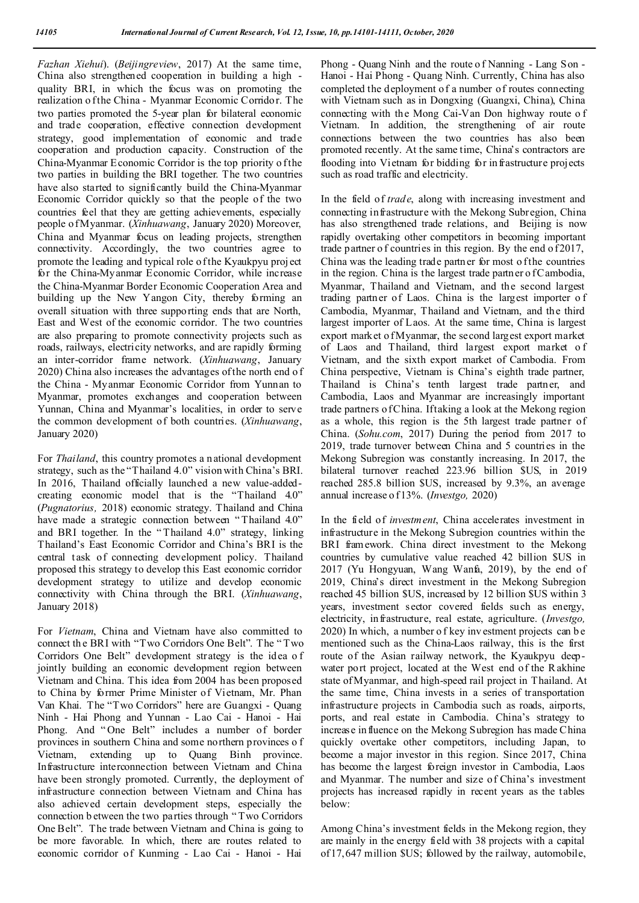*Fazhan Xiehui*). (*Beijingreview*, 2017) At the same time, China also strengthened cooperation in building a high - quality BRI, in which the focus was on promoting the realization of the China - Myanmar Economic Corridor. The two parties promoted the 5-year plan for bilateral economic and trade cooperation, effective connection development strategy, good implementation of economic and trade cooperation and production capacity. Construction of the China-Myanmar Economic Corridor is the top priority of the two parties in building the BRI together. The two countries have also started to significantly build the China-Myanmar Economic Corridor quickly so that the people of the two countries feel that they are getting achievements, especially people of Myanmar. (*Xinhuawang*, January 2020) Moreover, China and Myanmar focus on leading projects, strengthen connectivity. Accordingly, the two countries agree to promote the leading and typical role of the Kyaukpyu project for the China-Myanmar Economic Corridor, while increase the China-Myanmar Border Economic Cooperation Area and building up the New Yangon City, thereby forming an overall situation with three supporting ends that are North, East and West of the economic corridor. The two countries are also preparing to promote connectivity projects such as roads, railways, electricity networks, and are rapidly forming an inter-corridor frame network. (*Xinhuawang*, January 2020) China also increases the advantages of the north end of the China - Myanmar Economic Corridor from Yunnan to Myanmar, promotes exchanges and cooperation between Yunnan, China and Myanmar's localities, in order to serve the common development of both countries. (*Xinhuawang*, January 2020)

For *Thailand*, this country promotes a national development strategy, such as the "Thailand 4.0" vision with China's BRI. In 2016, Thailand officially launched a new value-added-creating economic model that is the "Thailand 4.0" (*Pugnatorius,* 2018) economic strategy. Thailand and China have made a strategic connection between "Thailand 4.0" and BRI together. In the "Thailand 4.0" strategy, linking Thailand's East Economic Corridor and China's BRI is the central task of connecting development policy. Thailand proposed this strategy to develop this East economic corridor development strategy to utilize and develop economic connectivity with China through the BRI. (*Xinhuawang*, January 2018)

For *Vietnam*, China and Vietnam have also committed to connect the BRI with "Two Corridors One Belt". The "Two Corridors One Belt" development strategy is the idea of jointly building an economic development region between Vietnam and China. This idea from 2004 has been proposed to China by former Prime Minister of Vietnam, Mr. Phan Van Khai. The "Two Corridors" here are Guangxi - Quang Ninh - Hai Phong and Yunnan - Lao Cai - Hanoi - Hai Phong. And "One Belt" includes a number of border provinces in southern China and some northern provinces of Vietnam, extending up to Quang Binh province. Infrastructure interconnection between Vietnam and China have been strongly promoted. Currently, the deployment of infrastructure connection between Vietnam and China has also achieved certain development steps, especially the connection between the two parties through "Two Corridors One Belt". The trade between Vietnam and China is going to be more favorable. In which, there are routes related to economic corridor of Kunming - Lao Cai - Hanoi - Hai Phong - Quang Ninh and the route of Nanning - Lang Son - Hanoi - Hai Phong - Quang Ninh. Currently, China has also completed the deployment of a number of routes connecting with Vietnam such as in Dongxing (Guangxi, China), China connecting with the Mong Cai-Van Don highway route of Vietnam. In addition, the strengthening of air route connections between the two countries has also been promoted recently. At the same time, China's contractors are flooding into Vietnam for bidding for infrastructure projects such as road traffic and electricity.

In the field of *trade*, along with increasing investment and connecting infrastructure with the Mekong Subregion, China has also strengthened trade relations, and Beijing is now rapidly overtaking other competitors in becoming important trade partner of countries in this region. By the end of 2017, China was the leading trade partner for most of the countries in the region. China is the largest trade partner of Cambodia, Myanmar, Thailand and Vietnam, and the second largest trading partner of Laos. China is the largest importer of Cambodia, Myanmar, Thailand and Vietnam, and the third largest importer of Laos. At the same time, China is largest export market of Myanmar, the second largest export market of Laos and Thailand, third largest export market of Vietnam, and the sixth export market of Cambodia. From China perspective, Vietnam is China's eighth trade partner, Thailand is China's tenth largest trade partner, and Cambodia, Laos and Myanmar are increasingly important trade partners of China. If taking a look at the Mekong region as a whole, this region is the 5th largest trade partner of China. (*Sohu.com*, 2017) During the period from 2017 to 2019, trade turnover between China and 5 countries in the Mekong Subregion was constantly increasing. In 2017, the bilateral turnover reached 223.96 billion $US, in 2019 reached 285.8 billion $US, increased by 9.3%, an average annual increase of 13%. (*Investgo,* 2020)

In the field of *investment*, China accelerates investment in infrastructure in the Mekong Subregion countries within the BRI framework. China direct investment to the Mekong countries by cumulative value reached 42 billion $US in 2017 (Yu Hongyuan, Wang Wanfa, 2019), by the end of 2019, China's direct investment in the Mekong Subregion reached 45 billion $US, increased by 12 billion $US within 3 years, investment sector covered fields such as energy, electricity, infrastructure, real estate, agriculture. (*Investgo,* 2020) In which, a number of key investment projects can be mentioned such as the China-Laos railway, this is the first route of the Asian railway network, the Kyaukpyu deep-water port project, located at the West end of the Rakhine state of Myanmar, and high-speed rail project in Thailand. At the same time, China invests in a series of transportation infrastructure projects in Cambodia such as roads, airports, ports, and real estate in Cambodia. China's strategy to increase influence on the Mekong Subregion has made China quickly overtake other competitors, including Japan, to become a major investor in this region. Since 2017, China has become the largest foreign investor in Cambodia, Laos and Myanmar. The number and size of China's investment projects has increased rapidly in recent years as the tables below:

Among China's investment fields in the Mekong region, they are mainly in the energy field with 38 projects with a capital of 17,647 million $US; followed by the railway, automobile,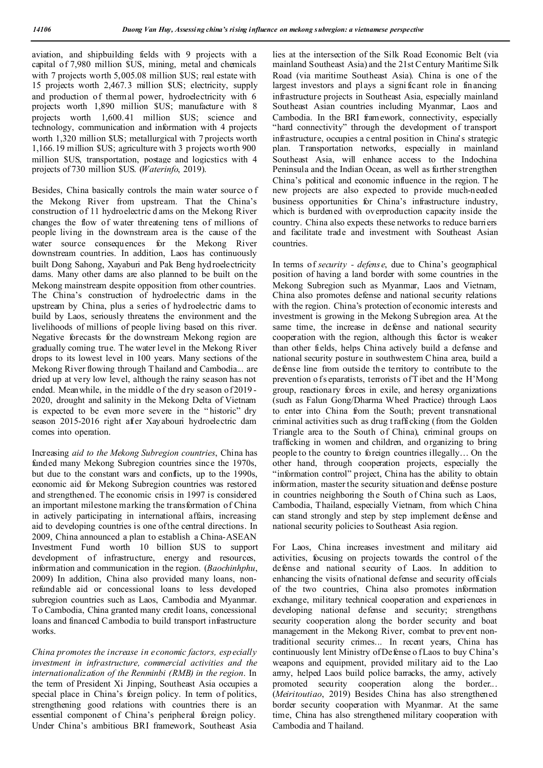aviation, and shipbuilding fields with 9 projects with a capital of 7,980 million $US, mining, metal and chemicals with 7 projects worth 5,005.08 million $US; real estate with 15 projects worth 2,467.3 million $US; electricity, supply and production of thermal power, hydroelectricity with 6 projects worth 1,890 million $US; manufacture with 8 projects worth 1,600.41 million $US; science and technology, communication and information with 4 projects worth 1,320 million $US; metallurgical with 7 projects worth 1,166.19 million $US; agriculture with 3 projects worth 900 million $US, transportation, postage and logicstics with 4 projects of 730 million $US. (*Waterinfo*, 2019).

Besides, China basically controls the main water source of the Mekong River from upstream. That the China's construction of 11 hydroelectric dams on the Mekong River changes the flow of water threatening tens of millions of people living in the downstream area is the cause of the water source consequences for the Mekong River downstream countries. In addition, Laos has continuously built Dong Sahong, Xayaburi and Pak Beng hydroelectricity dams. Many other dams are also planned to be built on the Mekong mainstream despite opposition from other countries. The China's construction of hydroelectric dams in the upstream by China, plus a series of hydroelectric dams to build by Laos, seriously threatens the environment and the livelihoods of millions of people living based on this river. Negative forecasts for the downstream Mekong region are gradually coming true. The water level in the Mekong River drops to its lowest level in 100 years. Many sections of the Mekong River flowing through Thailand and Cambodia... are dried up at very low level, although the rainy season has not ended. Meanwhile, in the middle of the dry season of 2019-2020, drought and salinity in the Mekong Delta of Vietnam is expected to be even more severe in the "historic" dry season 2015-2016 right after Xayabouri hydroelectric dam comes into operation.

Increasing *aid to the Mekong Subregion countries*, China has funded many Mekong Subregion countries since the 1970s, but due to the constant wars and conflicts, up to the 1990s, economic aid for Mekong Subregion countries was restored and strengthened. The economic crisis in 1997 is considered an important milestone marking the transformation of China in actively participating in international affairs, increasing aid to developing countries is one of the central directions. In 2009, China announced a plan to establish a China-ASEAN Investment Fund worth 10 billion $US to support development of infrastructure, energy and resources, information and communication in the region. (*Baochinhphu*, 2009) In addition, China also provided many loans, non-refundable aid or concessional loans to less developed subregion countries such as Laos, Cambodia and Myanmar. To Cambodia, China granted many credit loans, concessional loans and financed Cambodia to build transport infrastructure works.

*China promotes the increase in economic factors, especially investment in infrastructure, commercial activities and the internationalization of the Renminbi (RMB) in the region*. In the term of President Xi Jinping, Southeast Asia occupies a special place in China's foreign policy. In term of politics, strengthening good relations with countries there is an essential component of China's peripheral foreign policy. Under China's ambitious BRI framework, Southeast Asia lies at the intersection of the Silk Road Economic Belt (via mainland Southeast Asia) and the 21st Century Maritime Silk Road (via maritime Southeast Asia). China is one of the largest investors and plays a significant role in financing infrastructure projects in Southeast Asia, especially mainland Southeast Asian countries including Myanmar, Laos and Cambodia. In the BRI framework, connectivity, especially "hard connectivity" through the development of transport infrastructure, occupies a central position in China's strategic plan. Transportation networks, especially in mainland Southeast Asia, will enhance access to the Indochina Peninsula and the Indian Ocean, as well as further strengthen China's political and economic influence in the region. The new projects are also expected to provide much-needed business opportunities for China's infrastructure industry, which is burdened with overproduction capacity inside the country. China also expects these networks to reduce barriers and facilitate trade and investment with Southeast Asian countries.

In terms of *security - defense*, due to China's geographical position of having a land border with some countries in the Mekong Subregion such as Myanmar, Laos and Vietnam, China also promotes defense and national security relations with the region. China's protection of economic interests and investment is growing in the Mekong Subregion area. At the same time, the increase in defense and national security cooperation with the region, although this factor is weaker than other fields, helps China actively build a defense and national security posture in southwestern China area, build a defense line from outside the territory to contribute to the prevention of separatists, terrorists of Tibet and the H'Mong group, reactionary forces in exile, and heresy organizations (such as Falun Gong/Dharma Wheel Practice) through Laos to enter into China from the South; prevent transnational criminal activities such as drug trafficking (from the Golden Triangle area to the South of China), criminal groups on trafficking in women and children, and organizing to bring people to the country to foreign countries illegally… On the other hand, through cooperation projects, especially the "information control" project, China has the ability to obtain information, master the security situation and defense posture in countries neighboring the South of China such as Laos, Cambodia, Thailand, especially Vietnam, from which China can stand strongly and step by step implement defense and national security policies to Southeast Asia region.

For Laos, China increases investment and military aid activities, focusing on projects towards the control of the defense and national security of Laos. In addition to enhancing the visits of national defense and security officials of the two countries, China also promotes information exchange, military technical cooperation and experiences in developing national defense and security; strengthens security cooperation along the border security and boat management in the Mekong River, combat to prevent non-traditional security crimes... In recent years, China has continuously lent Ministry of Defense of Laos to buy China's weapons and equipment, provided military aid to the Lao army, helped Laos build police barracks, the army, actively promoted security cooperation along the border... (*Meiritoutiao*, 2019) Besides China has also strengthened border security cooperation with Myanmar. At the same time, China has also strengthened military cooperation with Cambodia and Thailand.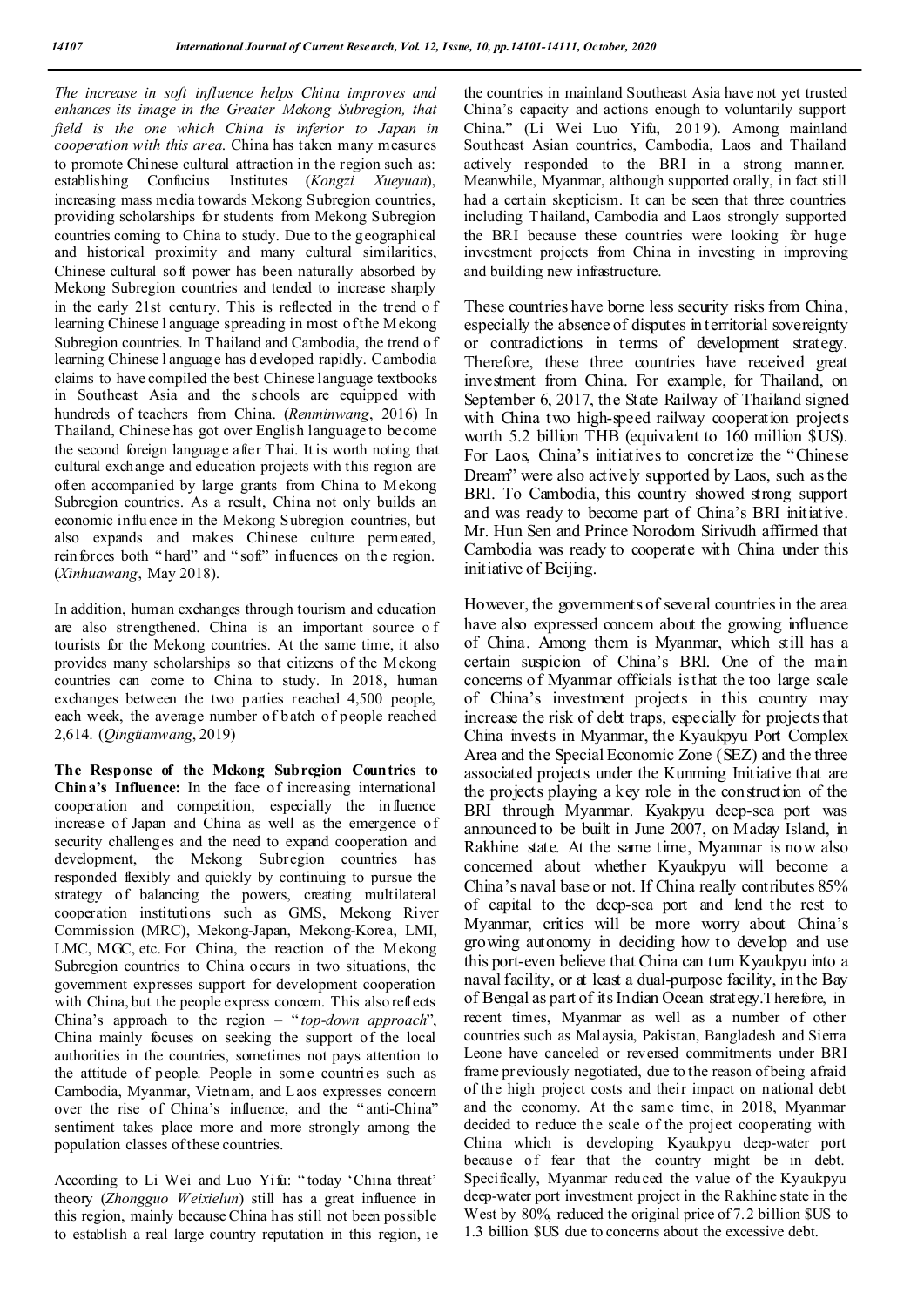*The increase in soft influence helps China improves and enhances its image in the Greater Mekong Subregion, that field is the one which China is inferior to Japan in cooperation with this area.* China has taken many measures to promote Chinese cultural attraction in the region such as: establishing Confucius Institutes (*Kongzi Xueyuan*), increasing mass media towards Mekong Subregion countries, providing scholarships for students from Mekong Subregion countries coming to China to study. Due to the geographical and historical proximity and many cultural similarities, Chinese cultural soft power has been naturally absorbed by Mekong Subregion countries and tended to increase sharply in the early 21st century. This is reflected in the trend of learning Chinese language spreading in most of the Mekong Subregion countries. In Thailand and Cambodia, the trend of learning Chinese language has developed rapidly. Cambodia claims to have compiled the best Chinese language textbooks in Southeast Asia and the schools are equipped with hundreds of teachers from China. (*Renminwang*, 2016) In Thailand, Chinese has got over English language to become the second foreign language after Thai. It is worth noting that cultural exchange and education projects with this region are often accompanied by large grants from China to Mekong Subregion countries. As a result, China not only builds an economic influence in the Mekong Subregion countries, but also expands and makes Chinese culture permeated, reinforces both "hard" and "soft" influences on the region. (*Xinhuawang*, May 2018).

In addition, human exchanges through tourism and education are also strengthened. China is an important source of tourists for the Mekong countries. At the same time, it also provides many scholarships so that citizens of the Mekong countries can come to China to study. In 2018, human exchanges between the two parties reached 4,500 people, each week, the average number of batch of people reached 2,614. (*Qingtianwang*, 2019)

**The Response of the Mekong Subregion Countries to China's Influence:** In the face of increasing international cooperation and competition, especially the influence increase of Japan and China as well as the emergence of security challenges and the need to expand cooperation and development, the Mekong Subregion countries has responded flexibly and quickly by continuing to pursue the strategy of balancing the powers, creating multilateral cooperation institutions such as GMS, Mekong River Commission (MRC), Mekong-Japan, Mekong-Korea, LMI, LMC, MGC, etc. For China, the reaction of the Mekong Subregion countries to China occurs in two situations, the government expresses support for development cooperation with China, but the people express concern. This also reflects China's approach to the region – "*top-down approach*", China mainly focuses on seeking the support of the local authorities in the countries, sometimes not pays attention to the attitude of people. People in some countries such as Cambodia, Myanmar, Vietnam, and Laos expresses concern over the rise of China's influence, and the "anti-China" sentiment takes place more and more strongly among the population classes of these countries.

According to Li Wei and Luo Yifu: "today 'China threat' theory (*Zhongguo Weixielun*) still has a great influence in this region, mainly because China has still not been possible to establish a real large country reputation in this region, ie the countries in mainland Southeast Asia have not yet trusted China's capacity and actions enough to voluntarily support China." (Li Wei Luo Yifu, 2019). Among mainland Southeast Asian countries, Cambodia, Laos and Thailand actively responded to the BRI in a strong manner. Meanwhile, Myanmar, although supported orally, in fact still had a certain skepticism. It can be seen that three countries including Thailand, Cambodia and Laos strongly supported the BRI because these countries were looking for huge investment projects from China in investing in improving and building new infrastructure.

These countries have borne less security risks from China, especially the absence of disputes in territorial sovereignty or contradictions in terms of development strategy. Therefore, these three countries have received great investment from China. For example, for Thailand, on September 6, 2017, the State Railway of Thailand signed with China two high-speed railway cooperation projects worth 5.2 billion THB (equivalent to 160 million $US). For Laos, China's initiatives to concretize the "Chinese Dream" were also actively supported by Laos, such as the BRI. To Cambodia, this country showed strong support and was ready to become part of China's BRI initiative. Mr. Hun Sen and Prince Norodom Sirivudh affirmed that Cambodia was ready to cooperate with China under this initiative of Beijing.

However, the governments of several countries in the area have also expressed concern about the growing influence of China. Among them is Myanmar, which still has a certain suspicion of China's BRI. One of the main concerns of Myanmar officials is that the too large scale of China's investment projects in this country may increase the risk of debt traps, especially for projects that China invests in Myanmar, the Kyaukpyu Port Complex Area and the Special Economic Zone (SEZ) and the three associated projects under the Kunming Initiative that are the projects playing a key role in the construction of the BRI through Myanmar. Kyakpyu deep-sea port was announced to be built in June 2007, on Maday Island, in Rakhine state. At the same time, Myanmar is now also concerned about whether Kyaukpyu will become a China's naval base or not. If China really contributes 85% of capital to the deep-sea port and lend the rest to Myanmar, critics will be more worry about China's growing autonomy in deciding how to develop and use this port-even believe that China can turn Kyaukpyu into a naval facility, or at least a dual-purpose facility, in the Bay of Bengal as part of its Indian Ocean strategy.Therefore, in recent times, Myanmar as well as a number of other countries such as Malaysia, Pakistan, Bangladesh and Sierra Leone have canceled or reversed commitments under BRI frame previously negotiated, due to the reason of being afraid of the high project costs and their impact on national debt and the economy. At the same time, in 2018, Myanmar decided to reduce the scale of the project cooperating with China which is developing Kyaukpyu deep-water port because of fear that the country might be in debt. Specifically, Myanmar reduced the value of the Kyaukpyu deep-water port investment project in the Rakhine state in the West by 80%, reduced the original price of 7.2 billion $US to 1.3 billion $US due to concerns about the excessive debt.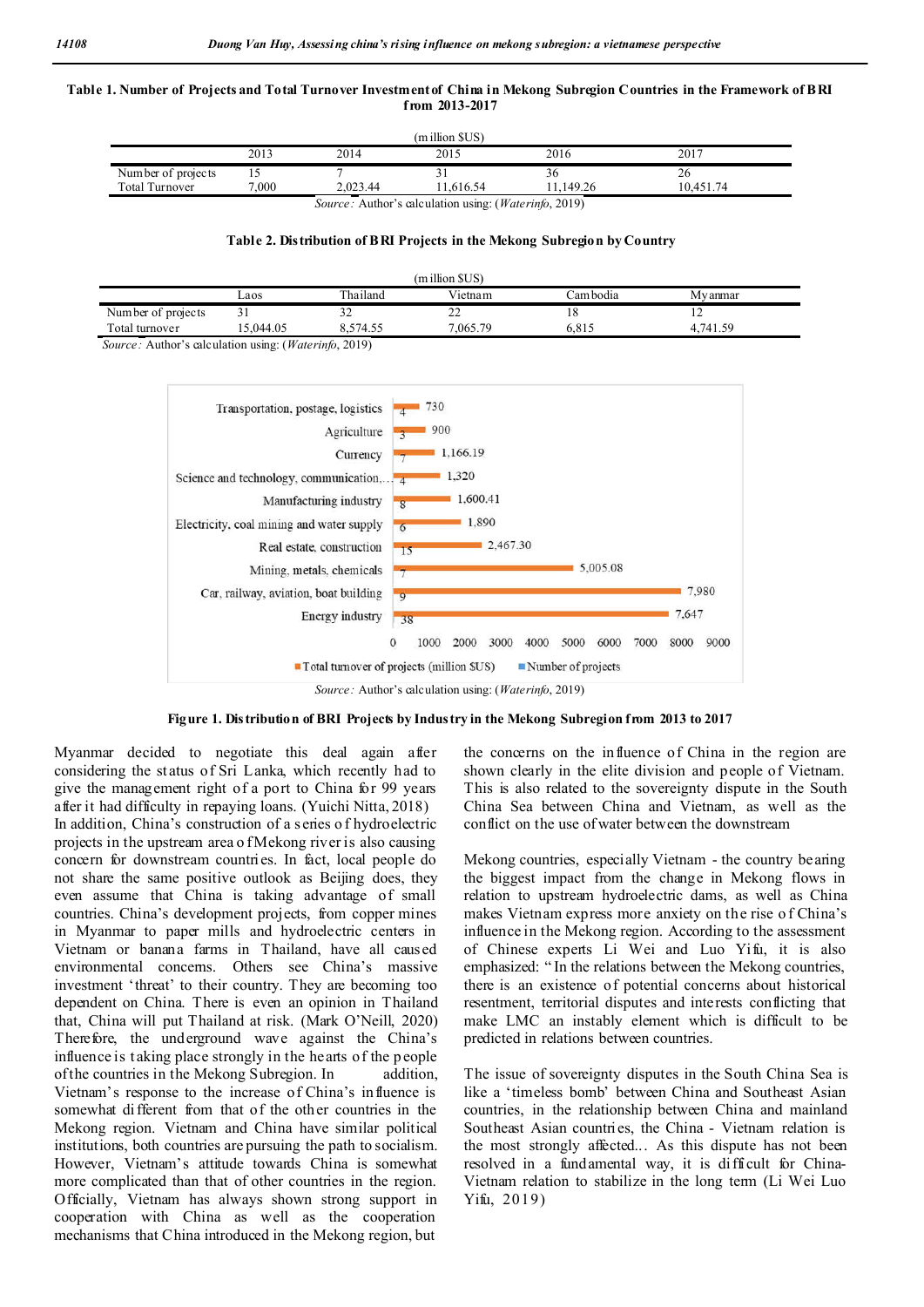**Table 1. Number of Projects and Total Turnover Investment of China in Mekong Subregion Countries in the Framework of BRI from 2013-2017**

(million $US)

| | 2013 | 2014 | 2015 | 2016 | 2017 |
|---|---|---|---|---|---|
| Number of projects | 15 | 7 | 31 | 36 | 26 |
| Total Turnover | 7,000 | 2,023.44 | 11,616.54 | 11,149.26 | 10,451.74 |

*Source:* Author's calculation using: (*Waterinfo*, 2019)

**Table 2. Distribution of BRI Projects in the Mekong Subregion by Country**

(million $US)

| | Laos | Thailand | Vietnam | Cambodia | Myanmar |
|---|---|---|---|---|---|
| Number of projects | 31 | 32 | 22 | 18 | 12 |
| Total turnover | 15,044.05 | 8,574.55 | 7,065.79 | 6,815 | 4,741.59 |

*Source:* Author's calculation using: (*Waterinfo*, 2019)

| Industry | Total turnover of projects (million $US) | Number of projects |
|---|---|---|
| Transportation, postage, logistics | 730 | 4 |
| Agriculture | 900 | 3 |
| Currency | 1,166.19 | 7 |
| Science and technology, communication,… | 1,320 | 4 |
| Manufacturing industry | 1,600.41 | 8 |
| Electricity, coal mining and water supply | 1,890 | 6 |
| Real estate, construction | 2,467.30 | 15 |
| Mining, metals, chemicals | 5,005.08 | 7 |
| Car, railway, aviation, boat building | 7,980 | 9 |
| Energy industry | 7,647 | 38 |

*Source:* Author's calculation using: (*Waterinfo*, 2019)

**Figure 1. Distribution of BRI Projects by Industry in the Mekong Subregion from 2013 to 2017**

Myanmar decided to negotiate this deal again after considering the status of Sri Lanka, which recently had to give the management right of a port to China for 99 years after it had difficulty in repaying loans. (Yuichi Nitta, 2018) In addition, China's construction of a series of hydroelectric projects in the upstream area of Mekong river is also causing concern for downstream countries. In fact, local people do not share the same positive outlook as Beijing does, they even assume that China is taking advantage of small countries. China's development projects, from copper mines in Myanmar to paper mills and hydroelectric centers in Vietnam or banana farms in Thailand, have all caused environmental concerns. Others see China's massive investment 'threat' to their country. They are becoming too dependent on China. There is even an opinion in Thailand that, China will put Thailand at risk. (Mark O'Neill, 2020) Therefore, the underground wave against the China's influence is taking place strongly in the hearts of the people of the countries in the Mekong Subregion. In addition, Vietnam's response to the increase of China's influence is somewhat different from that of the other countries in the Mekong region. Vietnam and China have similar political institutions, both countries are pursuing the path to socialism. However, Vietnam's attitude towards China is somewhat more complicated than that of other countries in the region. Officially, Vietnam has always shown strong support in cooperation with China as well as the cooperation mechanisms that China introduced in the Mekong region, but the concerns on the influence of China in the region are shown clearly in the elite division and people of Vietnam. This is also related to the sovereignty dispute in the South China Sea between China and Vietnam, as well as the conflict on the use of water between the downstream

Mekong countries, especially Vietnam - the country bearing the biggest impact from the change in Mekong flows in relation to upstream hydroelectric dams, as well as China makes Vietnam express more anxiety on the rise of China's influence in the Mekong region. According to the assessment of Chinese experts Li Wei and Luo Yifu, it is also emphasized: "In the relations between the Mekong countries, there is an existence of potential concerns about historical resentment, territorial disputes and interests conflicting that make LMC an instably element which is difficult to be predicted in relations between countries.

The issue of sovereignty disputes in the South China Sea is like a 'timeless bomb' between China and Southeast Asian countries, in the relationship between China and mainland Southeast Asian countries, the China - Vietnam relation is the most strongly affected... As this dispute has not been resolved in a fundamental way, it is difficult for China-Vietnam relation to stabilize in the long term (Li Wei Luo Yifu, 2019)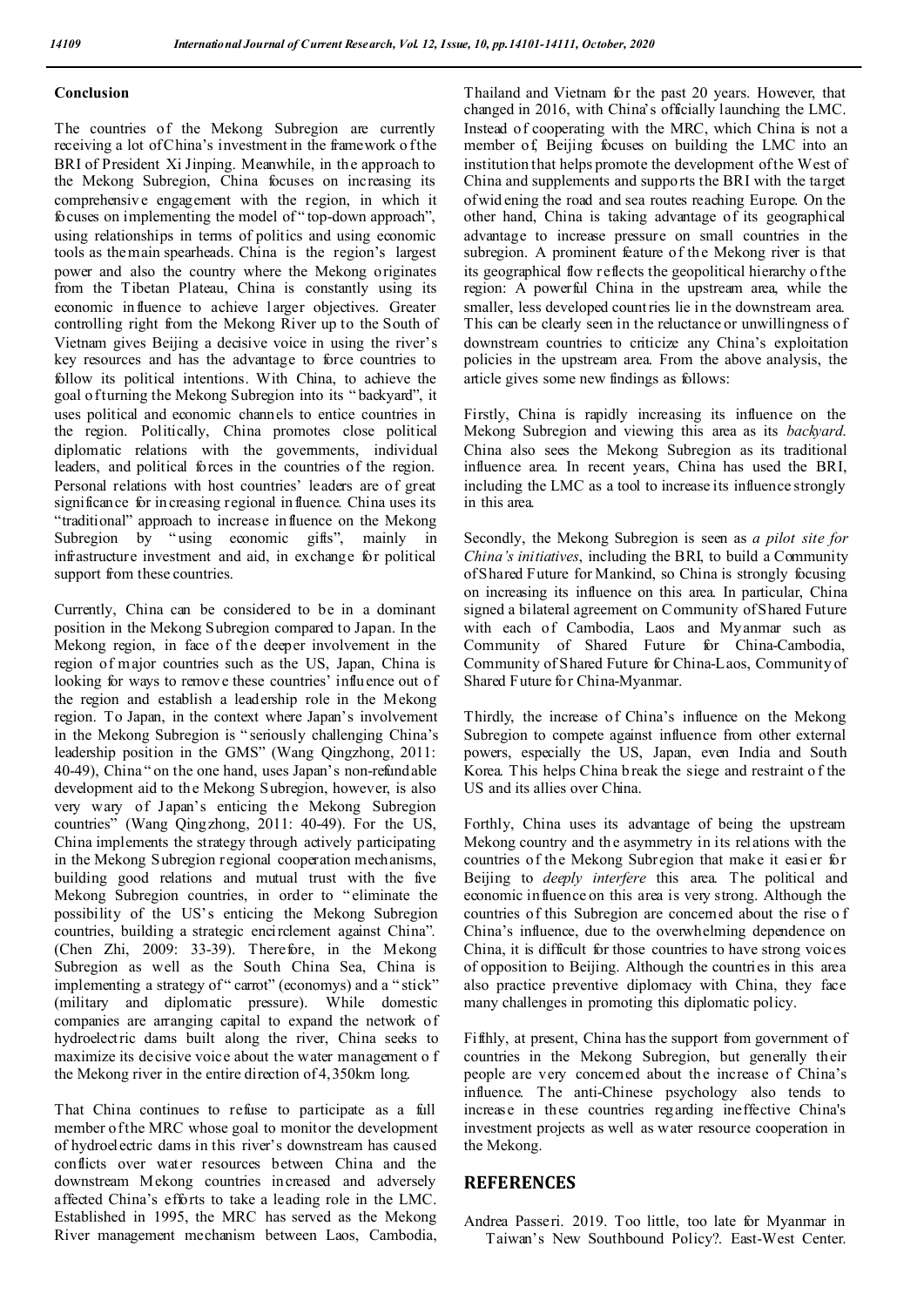## Conclusion

The countries of the Mekong Subregion are currently receiving a lot of China's investment in the framework of the BRI of President Xi Jinping. Meanwhile, in the approach to the Mekong Subregion, China focuses on increasing its comprehensive engagement with the region, in which it focuses on implementing the model of "top-down approach", using relationships in terms of politics and using economic tools as the main spearheads. China is the region's largest power and also the country where the Mekong originates from the Tibetan Plateau, China is constantly using its economic influence to achieve larger objectives. Greater controlling right from the Mekong River up to the South of Vietnam gives Beijing a decisive voice in using the river's key resources and has the advantage to force countries to follow its political intentions. With China, to achieve the goal of turning the Mekong Subregion into its "backyard", it uses political and economic channels to entice countries in the region. Politically, China promotes close political diplomatic relations with the governments, individual leaders, and political forces in the countries of the region. Personal relations with host countries' leaders are of great significance for increasing regional influence. China uses its "traditional" approach to increase influence on the Mekong Subregion by "using economic gifts", mainly in infrastructure investment and aid, in exchange for political support from these countries.

Currently, China can be considered to be in a dominant position in the Mekong Subregion compared to Japan. In the Mekong region, in face of the deeper involvement in the region of major countries such as the US, Japan, China is looking for ways to remove these countries' influence out of the region and establish a leadership role in the Mekong region. To Japan, in the context where Japan's involvement in the Mekong Subregion is "seriously challenging China's leadership position in the GMS" (Wang Qingzhong, 2011: 40-49), China "on the one hand, uses Japan's non-refundable development aid to the Mekong Subregion, however, is also very wary of Japan's enticing the Mekong Subregion countries" (Wang Qingzhong, 2011: 40-49). For the US, China implements the strategy through actively participating in the Mekong Subregion regional cooperation mechanisms, building good relations and mutual trust with the five Mekong Subregion countries, in order to "eliminate the possibility of the US's enticing the Mekong Subregion countries, building a strategic encirclement against China". (Chen Zhi, 2009: 33-39). Therefore, in the Mekong Subregion as well as the South China Sea, China is implementing a strategy of "carrot" (economys) and a "stick" (military and diplomatic pressure). While domestic companies are arranging capital to expand the network of hydroelectric dams built along the river, China seeks to maximize its decisive voice about the water management of the Mekong river in the entire direction of 4,350km long.

That China continues to refuse to participate as a full member of the MRC whose goal to monitor the development of hydroelectric dams in this river's downstream has caused conflicts over water resources between China and the downstream Mekong countries increased and adversely affected China's efforts to take a leading role in the LMC. Established in 1995, the MRC has served as the Mekong River management mechanism between Laos, Cambodia, Thailand and Vietnam for the past 20 years. However, that changed in 2016, with China's officially launching the LMC. Instead of cooperating with the MRC, which China is not a member of, Beijing focuses on building the LMC into an institution that helps promote the development of the West of China and supplements and supports the BRI with the target of widening the road and sea routes reaching Europe. On the other hand, China is taking advantage of its geographical advantage to increase pressure on small countries in the subregion. A prominent feature of the Mekong river is that its geographical flow reflects the geopolitical hierarchy of the region: A powerful China in the upstream area, while the smaller, less developed countries lie in the downstream area. This can be clearly seen in the reluctance or unwillingness of downstream countries to criticize any China's exploitation policies in the upstream area. From the above analysis, the article gives some new findings as follows:

Firstly, China is rapidly increasing its influence on the Mekong Subregion and viewing this area as its *backyard*. China also sees the Mekong Subregion as its traditional influence area. In recent years, China has used the BRI, including the LMC as a tool to increase its influence strongly in this area.

Secondly, the Mekong Subregion is seen as *a pilot site for China's initiatives*, including the BRI, to build a Community of Shared Future for Mankind, so China is strongly focusing on increasing its influence on this area. In particular, China signed a bilateral agreement on Community of Shared Future with each of Cambodia, Laos and Myanmar such as Community of Shared Future for China-Cambodia, Community of Shared Future for China-Laos, Community of Shared Future for China-Myanmar.

Thirdly, the increase of China's influence on the Mekong Subregion to compete against influence from other external powers, especially the US, Japan, even India and South Korea. This helps China break the siege and restraint of the US and its allies over China.

Forthly, China uses its advantage of being the upstream Mekong country and the asymmetry in its relations with the countries of the Mekong Subregion that make it easier for Beijing to *deeply interfere* this area. The political and economic influence on this area is very strong. Although the countries of this Subregion are concerned about the rise of China's influence, due to the overwhelming dependence on China, it is difficult for those countries to have strong voices of opposition to Beijing. Although the countries in this area also practice preventive diplomacy with China, they face many challenges in promoting this diplomatic policy.

Fifthly, at present, China has the support from government of countries in the Mekong Subregion, but generally their people are very concerned about the increase of China's influence. The anti-Chinese psychology also tends to increase in these countries regarding ineffective China's investment projects as well as water resource cooperation in the Mekong.

## REFERENCES

Andrea Passeri. 2019. Too little, too late for Myanmar in Taiwan's New Southbound Policy?. East-West Center.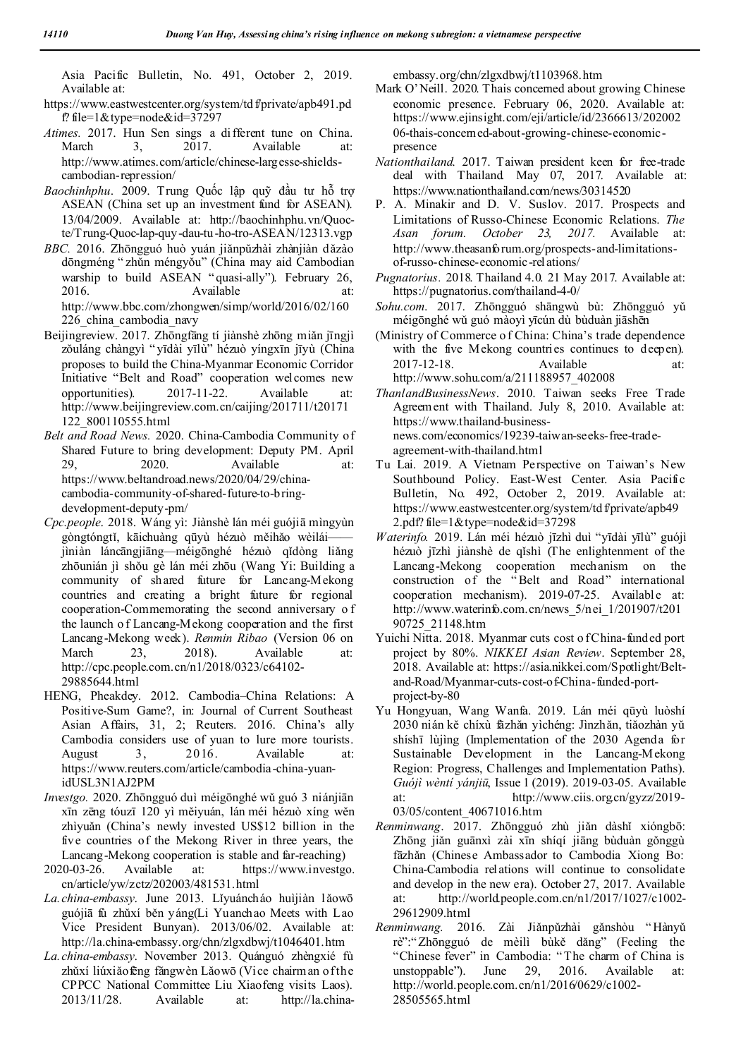Asia Pacific Bulletin, No. 491, October 2, 2019. Available at:

https://www.eastwestcenter.org/system/tdf/private/apb491.pdf?file=1&type=node&id=37297

*Atimes.* 2017. Hun Sen sings a different tune on China. March 3, 2017. Available at: http://www.atimes.com/article/chinese-largesse-shields-cambodian-repression/

*Baochinhphu*. 2009. Trung Quốc lập quỹ đầu tư hỗ trợ ASEAN (China set up an investment fund for ASEAN). 13/04/2009. Available at: http://baochinhphu.vn/Quoc-te/Trung-Quoc-lap-quy-dau-tu-ho-tro-ASEAN/12313.vgp

*BBC.* 2016. Zhōngguó huò yuán jiǎnpǔzhài zhànjiàn dǎzào dōngméng "zhǔn méngyǒu" (China may aid Cambodian warship to build ASEAN "quasi-ally"). February 26, 2016. Available at: http://www.bbc.com/zhongwen/simp/world/2016/02/160226_china_cambodia_navy

Beijingreview. 2017. Zhōngfāng tí jiànshè zhōng miǎn jīngjì zǒuláng chàngyì "yīdài yīlù" hézuò yíngxīn jīyù (China proposes to build the China-Myanmar Economic Corridor Initiative "Belt and Road" cooperation welcomes new opportunities). 2017-11-22. Available at: http://www.beijingreview.com.cn/caijing/201711/t20171122_800110555.html

*Belt and Road News.* 2020. China-Cambodia Community of Shared Future to bring development: Deputy PM. April 29, 2020. Available at: https://www.beltandroad.news/2020/04/29/china-cambodia-community-of-shared-future-to-bring-development-deputy-pm/

*Cpc.people*. 2018. Wáng yì: Jiànshè lán méi guójiā mìngyùn gòngtóngtǐ, kāichuàng qūyù hézuò měihǎo wèilái——jìniàn láncāngjiāng—méigōnghé hézuò qǐdòng liǎng zhōunián jì shǒu gè lán méi zhōu (Wang Yi: Building a community of shared future for Lancang-Mekong countries and creating a bright future for regional cooperation-Commemorating the second anniversary of the launch of Lancang-Mekong cooperation and the first Lancang-Mekong week). *Renmin Ribao* (Version 06 on March 23, 2018). Available at: http://cpc.people.com.cn/n1/2018/0323/c64102-29885644.html

HENG, Pheakdey. 2012. Cambodia–China Relations: A Positive-Sum Game?, in: Journal of Current Southeast Asian Affairs, 31, 2; Reuters. 2016. China's ally Cambodia considers use of yuan to lure more tourists. August 3, 2016. Available at: https://www.reuters.com/article/cambodia-china-yuan-idUSL3N1AJ2PM

*Investgo.* 2020. Zhōngguó duì méigōnghé wǔ guó 3 niánjiān xīn zēng tóuzī 120 yì měiyuán, lán méi hézuò xíng wěn zhìyuǎn (China's newly invested US$12 billion in the five countries of the Mekong River in three years, the Lancang-Mekong cooperation is stable and far-reaching) 2020-03-26. Available at: https://www.investgo.cn/article/yw/zctz/202003/481531.html

*La.china-embassy*. June 2013. Lǐyuáncháo huìjiàn lǎowō guójiā fù zhǔxí běn yáng(Li Yuanchao Meets with Lao Vice President Bunyan). 2013/06/02. Available at: http://la.china-embassy.org/chn/zlgxdbwj/t1046401.htm

*La.china-embassy*. November 2013. Quánguó zhèngxié fù zhǔxí liúxiǎofēng fǎngwèn Lǎowō (Vice chairman of the CPPCC National Committee Liu Xiaofeng visits Laos). 2013/11/28. Available at: http://la.china-embassy.org/chn/zlgxdbwj/t1103968.htm

Mark O'Neill. 2020. Thais concerned about growing Chinese economic presence. February 06, 2020. Available at: https://www.ejinsight.com/eji/article/id/2366613/20200206-thais-concerned-about-growing-chinese-economic-presence

*Nationthailand*. 2017. Taiwan president keen for free-trade deal with Thailand. May 07, 2017. Available at: https://www.nationthailand.com/news/30314520

P. A. Minakir and D. V. Suslov. 2017. Prospects and Limitations of Russo-Chinese Economic Relations. *The Asan forum. October 23, 2017.* Available at: http://www.theasanforum.org/prospects-and-limitations-of-russo-chinese-economic-relations/

*Pugnatorius*. 2018. Thailand 4.0. 21 May 2017. Available at: https://pugnatorius.com/thailand-4-0/

*Sohu.com*. 2017. Zhōngguó shāngwù bù: Zhōngguó yǔ méigōnghé wǔ guó màoyì yīcún dù bùduàn jiāshēn (Ministry of Commerce of China: China's trade dependence with the five Mekong countries continues to deepen). 2017-12-18. Available at: http://www.sohu.com/a/211188957_402008

*ThanlandBusinessNews*. 2010. Taiwan seeks Free Trade Agreement with Thailand. July 8, 2010. Available at: https://www.thailand-business-news.com/economics/19239-taiwan-seeks-free-trade-agreement-with-thailand.html

Tu Lai. 2019. A Vietnam Perspective on Taiwan's New Southbound Policy. East-West Center. Asia Pacific Bulletin, No. 492, October 2, 2019. Available at: https://www.eastwestcenter.org/system/tdf/private/apb492.pdf?file=1&type=node&id=37298

*Waterinfo.* 2019. Lán méi hézuò jīzhì duì "yīdài yīlù" guójì hézuò jīzhì jiànshè de qǐshì (The enlightenment of the Lancang-Mekong cooperation mechanism on the construction of the "Belt and Road" international cooperation mechanism). 2019-07-25. Available at: http://www.waterinfo.com.cn/news_5/nei_1/201907/t20190725_21148.htm

Yuichi Nitta. 2018. Myanmar cuts cost of China-funded port project by 80%. *NIKKEI Asian Review*. September 28, 2018. Available at: https://asia.nikkei.com/Spotlight/Belt-and-Road/Myanmar-cuts-cost-of-China-funded-port-project-by-80

Yu Hongyuan, Wang Wanfa. 2019. Lán méi qūyù luòshí 2030 nián kě chíxù fāzhǎn yìchéng: Jìnzhǎn, tiǎozhàn yǔ shíshī lùjìng (Implementation of the 2030 Agenda for Sustainable Development in the Lancang-Mekong Region: Progress, Challenges and Implementation Paths). *Guójì wèntí yánjiū*, Issue 1 (2019). 2019-03-05. Available at: http://www.ciis.org.cn/gyzz/2019-03/05/content_40671016.htm

*Renminwang*. 2017. Zhōngguó zhù jiǎn dàshǐ xióngbō: Zhōng jiǎn guānxì zài xīn shíqí jiāng bùduàn gǒnggù fāzhǎn (Chinese Ambassador to Cambodia Xiong Bo: China-Cambodia relations will continue to consolidate and develop in the new era). October 27, 2017. Available at: http://world.people.com.cn/n1/2017/1027/c1002-29612909.html

*Renminwang.* 2016. Zài Jiǎnpǔzhài gǎnshòu "Hànyǔ rè":"Zhōngguó de mèilì bùkě dǎng" (Feeling the "Chinese fever" in Cambodia: "The charm of China is unstoppable"). June 29, 2016. Available at: http://world.people.com.cn/n1/2016/0629/c1002-28505565.html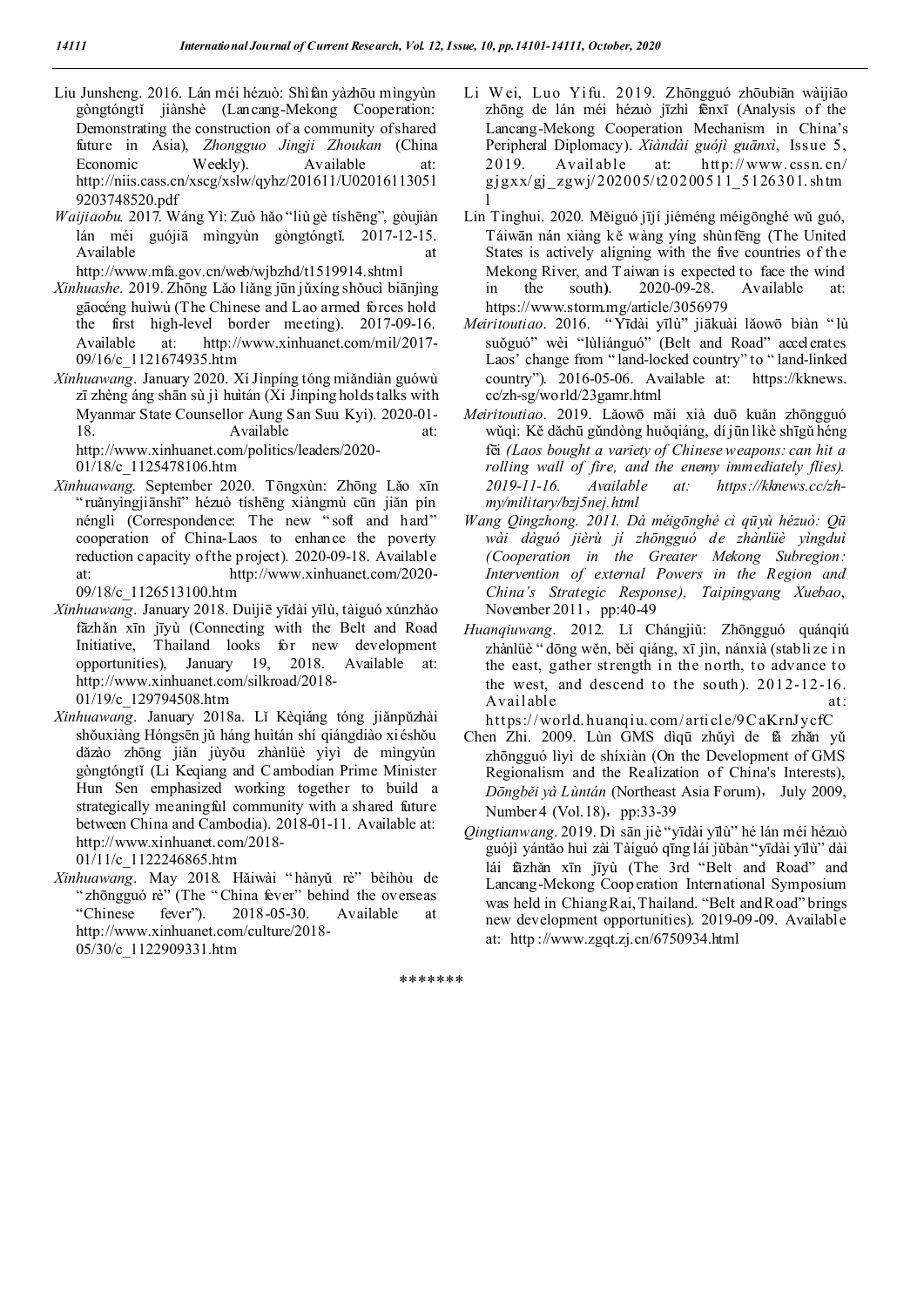Liu Junsheng. 2016. Lán méi hézuò: Shìfàn yàzhōu mìngyùn gòngtóngtǐ jiànshè (Lancang-Mekong Cooperation: Demonstrating the construction of a community of shared future in Asia), *Zhongguo Jingji Zhoukan* (China Economic Weekly). Available at: http://niis.cass.cn/xscg/xslw/qyhz/201611/U020161130519203748520.pdf

*Waijiaobu*. 2017. Wáng Yì: Zuò hǎo "liù gè tíshēng", gòujiàn lán méi guójiā mìngyùn gòngtóngtǐ. 2017-12-15. Available at http://www.mfa.gov.cn/web/wjbzhd/t1519914.shtml

*Xinhuashe*. 2019. Zhōng Lǎo liǎng jūn jǔxíng shǒucì biānjìng gāocéng huìwù (The Chinese and Lao armed forces hold the first high-level border meeting). 2017-09-16. Available at: http://www.xinhuanet.com/mil/2017-09/16/c_1121674935.htm

*Xinhuawang*. January 2020. Xí Jìnpíng tóng miǎndiàn guówù zī zhèng áng shān sù jì huìtán (Xi Jinping holds talks with Myanmar State Counsellor Aung San Suu Kyi). 2020-01-18. Available at: http://www.xinhuanet.com/politics/leaders/2020-01/18/c_1125478106.htm

*Xinhuawang*. September 2020. Tōngxùn: Zhōng Lǎo xīn "ruǎnyìngjiānshī" hézuò tíshēng xiàngmù cūn jiǎn pín nénglì (Correspondence: The new "soft and hard" cooperation of China-Laos to enhance the poverty reduction capacity of the project). 2020-09-18. Available at: http://www.xinhuanet.com/2020-09/18/c_1126513100.htm

*Xinhuawang*. January 2018. Duìjiē yīdài yīlù, tàiguó xúnzhǎo fāzhǎn xīn jīyù (Connecting with the Belt and Road Initiative, Thailand looks for new development opportunities), January 19, 2018. Available at: http://www.xinhuanet.com/silkroad/2018-01/19/c_129794508.htm

*Xinhuawang*. January 2018a. Lǐ Kèqiáng tóng jiǎnpǔzhài shǒuxiàng Hóngsēn jǔ háng huìtán shí qiángdiào xiéshǒu dǎzào zhōng jiǎn jùyǒu zhànlüè yìyì de mìngyùn gòngtóngtǐ (Li Keqiang and Cambodian Prime Minister Hun Sen emphasized working together to build a strategically meaningful community with a shared future between China and Cambodia). 2018-01-11. Available at: http://www.xinhuanet.com/2018-01/11/c_1122246865.htm

*Xinhuawang*. May 2018. Hǎiwài "hànyǔ rè" bèihòu de "zhōngguó rè" (The "China fever" behind the overseas "Chinese fever"). 2018-05-30. Available at http://www.xinhuanet.com/culture/2018-05/30/c_1122909331.htm

Li Wei, Luo Yifu. 2019. Zhōngguó zhōubiān wàijiāo zhōng de lán méi hézuò jīzhì fēnxī (Analysis of the Lancang-Mekong Cooperation Mechanism in China's Peripheral Diplomacy). *Xiàndài guójì guānxì*, Issue 5, 2019. Available at: http://www.cssn.cn/gjgxx/gj_zgwj/202005/t20200511_5126301.shtml

Lin Tinghui. 2020. Měiguó jījí jiéméng méigōnghé wǔ guó, Táiwān nán xiàng kě wàng yíng shùnfēng (The United States is actively aligning with the five countries of the Mekong River, and Taiwan is expected to face the wind in the south). 2020-09-28. Available at: https://www.storm.mg/article/3056979

*Meiritoutiao*. 2016. "Yīdài yīlù" jiākuài lǎowō biàn "lù suǒguó" wèi "lùliánguó" (Belt and Road" accelerates Laos' change from "land-locked country" to "land-linked country"). 2016-05-06. Available at: https://kknews.cc/zh-sg/world/23gamr.html

*Meiritoutiao*. 2019. Lǎowō mǎi xià duō kuǎn zhōngguó wǔqì: Kě dǎchū gǔndòng huǒqiáng, dí jūn lìkè shīgǔ héng fēi *(Laos bought a variety of Chinese weapons: can hit a rolling wall of fire, and the enemy immediately flies). 2019-11-16. Available at: https://kknews.cc/zh-my/military/bzj5nej.html*

*Wang Qingzhong. 2011. Dà méigōnghé cì qūyù hézuò: Qū wài dàguó jièrù jí zhōngguó de zhànlüè yìngduì (Cooperation in the Greater Mekong Subregion: Intervention of external Powers in the Region and China's Strategic Response), Taipingyang Xuebao*, November 2011，pp:40-49

*Huanqiuwang*. 2012. Lǐ Chángjiǔ: Zhōngguó quánqiú zhànlüè "dōng wěn, běi qiáng, xī jìn, nánxià (stablize in the east, gather strength in the north, to advance to the west, and descend to the south). 2012-12-16. Available at: https://world.huanqiu.com/article/9CaKrnJycfC

Chen Zhi. 2009. Lùn GMS dìqū zhǔyì de fā zhǎn yǔ zhōngguó lìyì de shíxiàn (On the Development of GMS Regionalism and the Realization of China's Interests), *Dōngběi yà Lùntán* (Northeast Asia Forum)，July 2009, Number 4 (Vol.18)，pp:33-39

*Qingtianwang*. 2019. Dì sān jiè "yīdài yīlù" hé lán méi hézuò guójì yántǎo huì zài Tàiguó qīng lái jǔbàn "yīdài yīlù" dài lái fāzhǎn xīn jīyù (The 3rd "Belt and Road" and Lancang-Mekong Cooperation International Symposium was held in ChiangRai, Thailand. "Belt andRoad" brings new development opportunities). 2019-09-09. Available at: http ://www.zgqt.zj.cn/6750934.html

\*\*\*\*\*\*\*